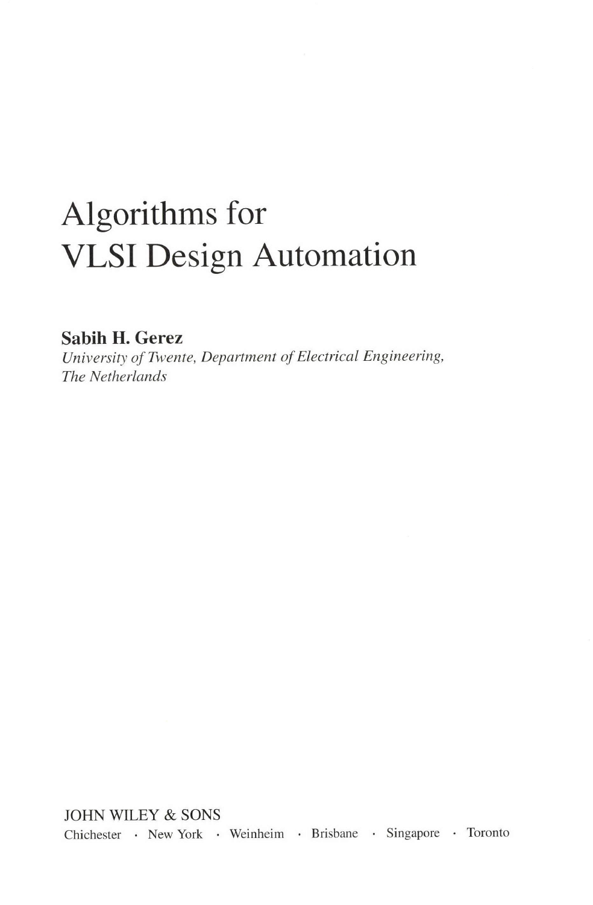# Algorithms for VLSI Design Automation

**Sabih H. Gerez**

*University of Twente, Department of Electrical Engineering, The Netherlands*

JOHN WILEY & SONS

Chichester · New York · Weinheim · Brisbane · Singapore · Toronto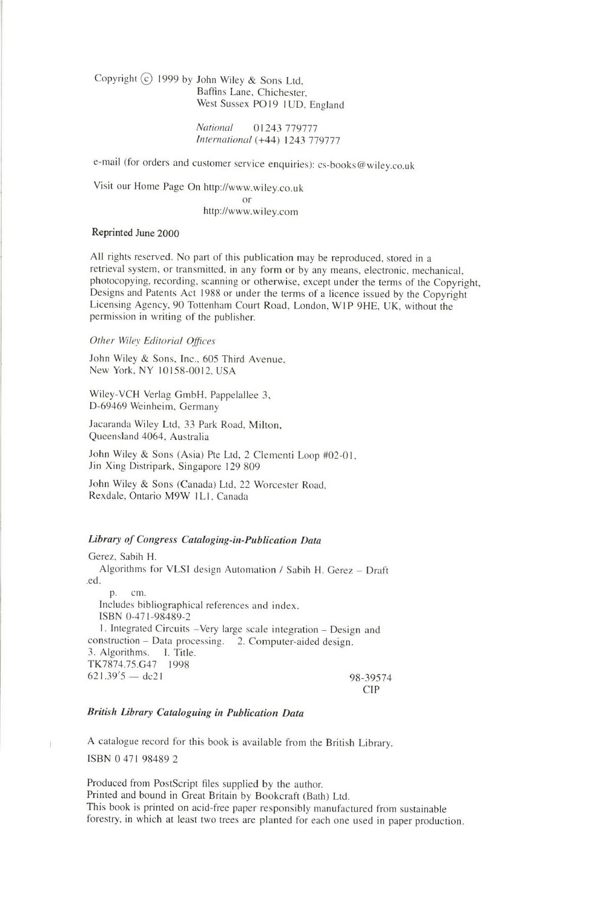Copyright © 1999 by John Wiley & Sons Ltd,
Baffins Lane, Chichester,
West Sussex PO19 1UD, England

*National* 01243 779777
*International* (+44) 1243 779777

e-mail (for orders and customer service enquiries): cs-books@wiley.co.uk

Visit our Home Page On http://www.wiley.co.uk
or
http://www.wiley.com

Reprinted June 2000

All rights reserved. No part of this publication may be reproduced, stored in a retrieval system, or transmitted, in any form or by any means, electronic, mechanical, photocopying, recording, scanning or otherwise, except under the terms of the Copyright, Designs and Patents Act 1988 or under the terms of a licence issued by the Copyright Licensing Agency, 90 Tottenham Court Road, London, W1P 9HE, UK, without the permission in writing of the publisher.

*Other Wiley Editorial Offices*

John Wiley & Sons, Inc., 605 Third Avenue,
New York, NY 10158-0012, USA

Wiley-VCH Verlag GmbH, Pappelallee 3,
D-69469 Weinheim, Germany

Jacaranda Wiley Ltd, 33 Park Road, Milton,
Queensland 4064, Australia

John Wiley & Sons (Asia) Pte Ltd, 2 Clementi Loop #02-01,
Jin Xing Distripark, Singapore 129 809

John Wiley & Sons (Canada) Ltd, 22 Worcester Road,
Rexdale, Ontario M9W 1L1, Canada

***Library of Congress Cataloging-in-Publication Data***

Gerez, Sabih H.
Algorithms for VLSI design Automation / Sabih H. Gerez – Draft .ed.
p. cm.
Includes bibliographical references and index.
ISBN 0-471-98489-2
1. Integrated Circuits –Very large scale integration – Design and construction – Data processing. 2. Computer-aided design.
3. Algorithms. I. Title.
TK7874.75.G47 1998
621.39'5 — dc21 98-39574
CIP

***British Library Cataloguing in Publication Data***

A catalogue record for this book is available from the British Library.

ISBN 0 471 98489 2

Produced from PostScript files supplied by the author.
Printed and bound in Great Britain by Bookcraft (Bath) Ltd.
This book is printed on acid-free paper responsibly manufactured from sustainable forestry, in which at least two trees are planted for each one used in paper production.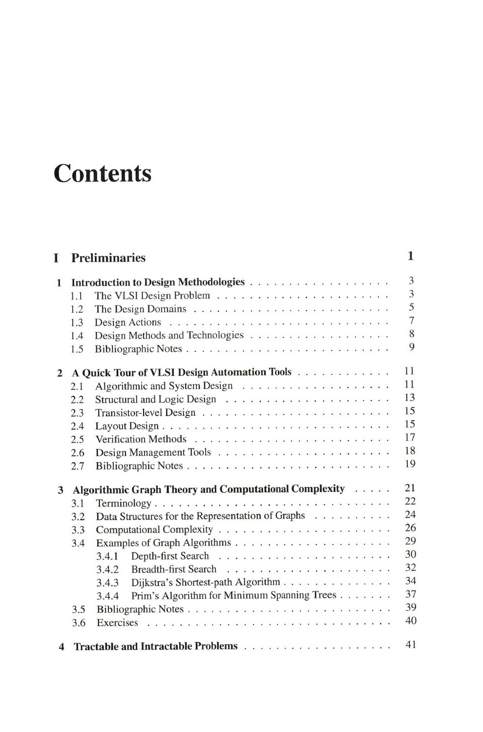# Contents

| | | |
|---|---|---|
| **I** | **Preliminaries** | **1** |
| **1** | **Introduction to Design Methodologies** | 3 |
| 1.1 | The VLSI Design Problem | 3 |
| 1.2 | The Design Domains | 5 |
| 1.3 | Design Actions | 7 |
| 1.4 | Design Methods and Technologies | 8 |
| 1.5 | Bibliographic Notes | 9 |
| **2** | **A Quick Tour of VLSI Design Automation Tools** | 11 |
| 2.1 | Algorithmic and System Design | 11 |
| 2.2 | Structural and Logic Design | 13 |
| 2.3 | Transistor-level Design | 15 |
| 2.4 | Layout Design | 15 |
| 2.5 | Verification Methods | 17 |
| 2.6 | Design Management Tools | 18 |
| 2.7 | Bibliographic Notes | 19 |
| **3** | **Algorithmic Graph Theory and Computational Complexity** | 21 |
| 3.1 | Terminology | 22 |
| 3.2 | Data Structures for the Representation of Graphs | 24 |
| 3.3 | Computational Complexity | 26 |
| 3.4 | Examples of Graph Algorithms | 29 |
| 3.4.1 | Depth-first Search | 30 |
| 3.4.2 | Breadth-first Search | 32 |
| 3.4.3 | Dijkstra's Shortest-path Algorithm | 34 |
| 3.4.4 | Prim's Algorithm for Minimum Spanning Trees | 37 |
| 3.5 | Bibliographic Notes | 39 |
| 3.6 | Exercises | 40 |
| **4** | **Tractable and Intractable Problems** | 41 |